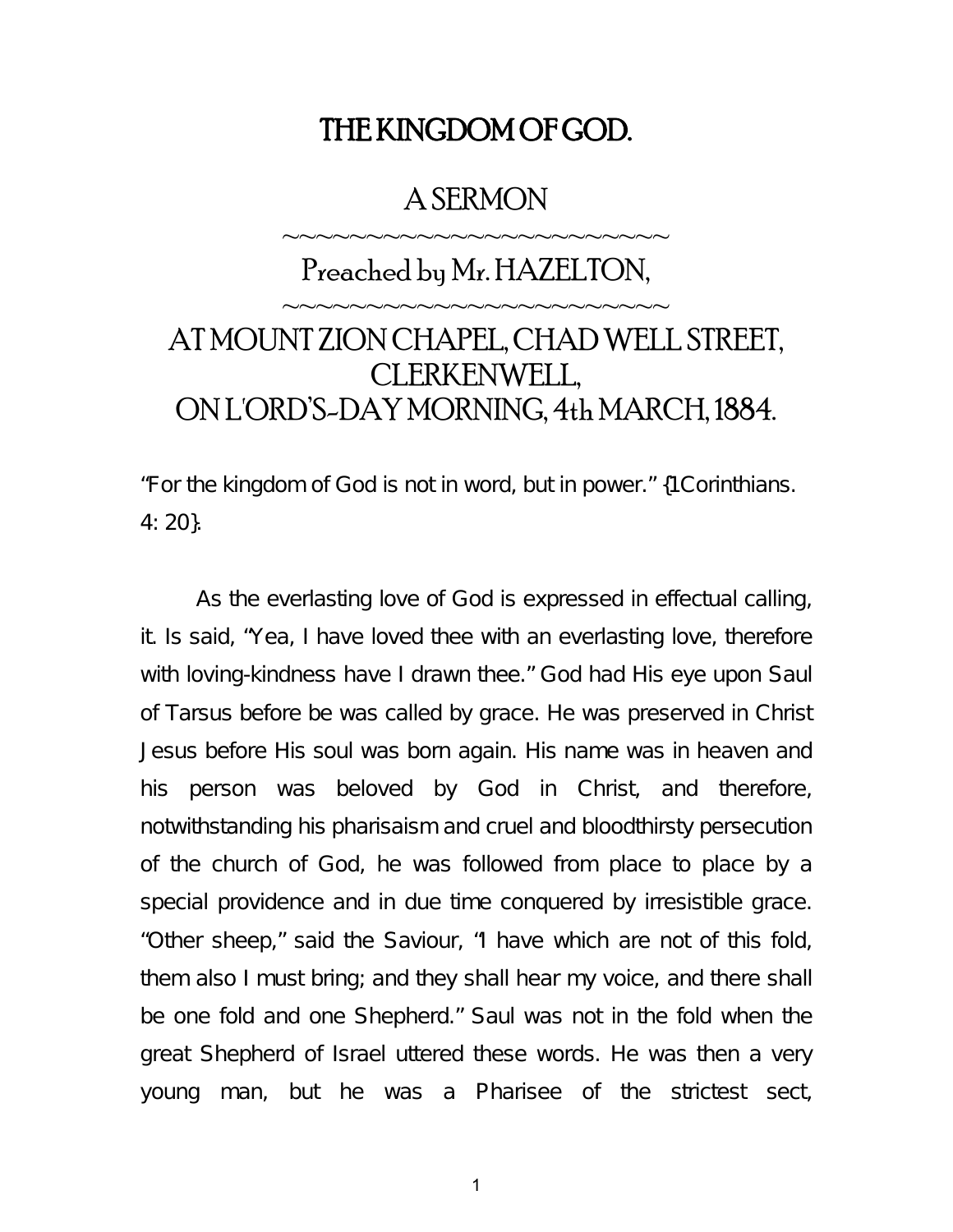# THE KINGDOM OF GOD.

## A SERMON

~~~~~~~~~~~~~~~~~~~~~~~~~~

## Preached by Mr. HAZELTON,

~~~~~~~~~~~~~~~~~~~~~~~~~~

## AT MOUNT ZION CHAPEL, CHAD WELL STREET, CLERKENWELL, ON L'ORD'S-DAY MORNING, 4th MARCH, 1884.

"For the kingdom of God is not in word, but in power." {1Corinthians. 4: 20}.

As the everlasting love of God is expressed in effectual calling, it. Is said, "Yea, I have loved thee with an everlasting love, therefore with loving-kindness have I drawn thee." God had His eye upon Saul of Tarsus before be was called by grace. He was preserved in Christ Jesus before His soul was born again. His name was in heaven and his person was beloved by God in Christ, and therefore, notwithstanding his pharisaism and cruel and bloodthirsty persecution of the church of God, he was followed from place to place by a special providence and in due time conquered by irresistible grace. "Other sheep," said the Saviour, "I have which are not of this fold, them also I must bring; and they shall hear my voice, and there shall be one fold and one Shepherd." Saul was not in the fold when the great Shepherd of Israel uttered these words. He was then a very young man, but he was a Pharisee of the strictest sect,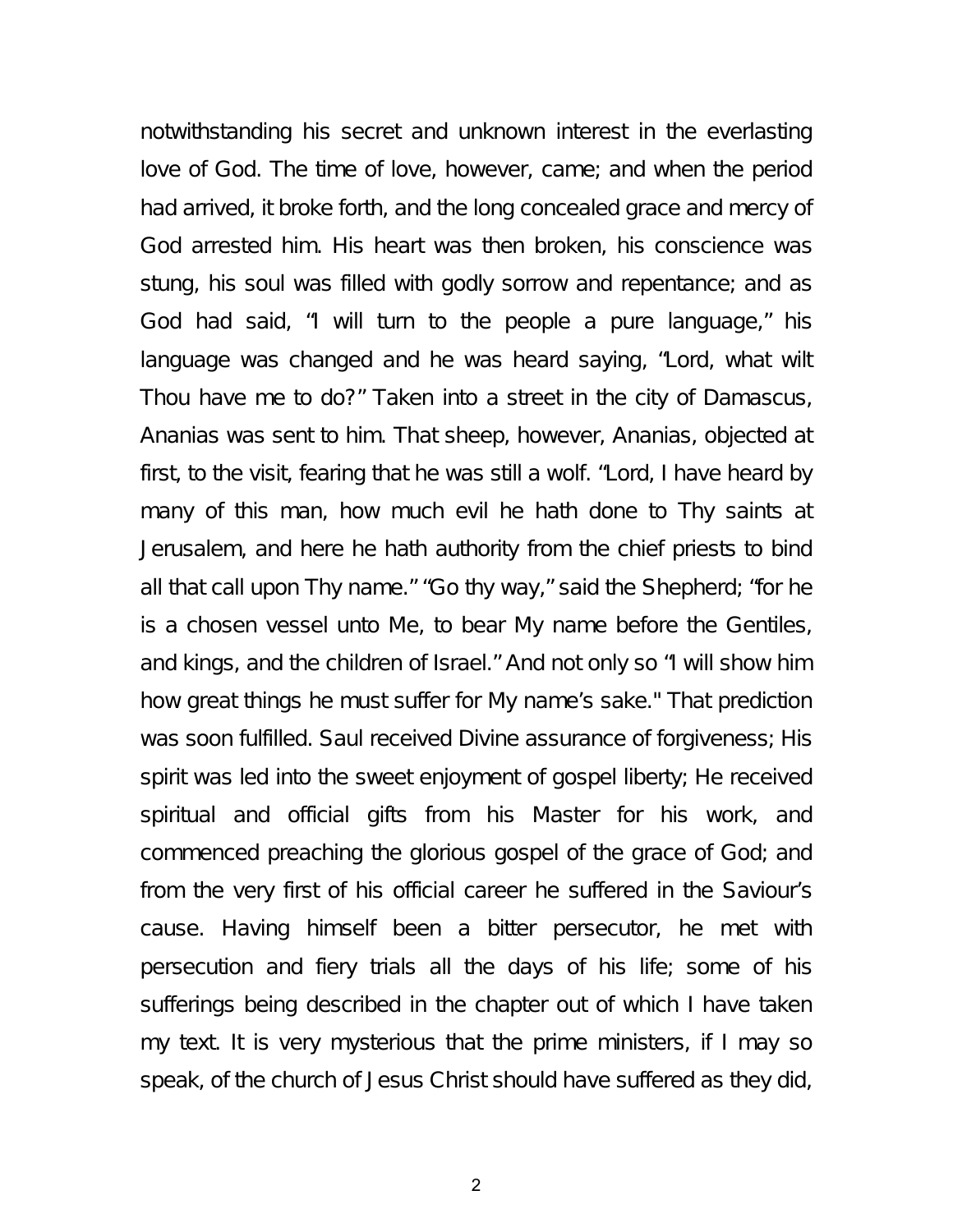notwithstanding his secret and unknown interest in the everlasting love of God. The time of love, however, came; and when the period had arrived, it broke forth, and the long concealed grace and mercy of God arrested him. His heart was then broken, his conscience was stung, his soul was filled with godly sorrow and repentance; and as God had said, "I will turn to the people a pure language," his language was changed and he was heard saying, "Lord, what wilt Thou have me to do?" Taken into a street in the city of Damascus, Ananias was sent to him. That sheep, however, Ananias, objected at first, to the visit, fearing that he was still a wolf. "Lord, I have heard by many of this man, how much evil he hath done to Thy saints at Jerusalem, and here he hath authority from the chief priests to bind all that call upon Thy name." "Go thy way," said the Shepherd; "for he is a chosen vessel unto Me, to bear My name before the Gentiles, and kings, and the children of Israel." And not only so "I will show him how great things he must suffer for My name's sake." That prediction was soon fulfilled. Saul received Divine assurance of forgiveness; His spirit was led into the sweet enjoyment of gospel liberty; He received spiritual and official gifts from his Master for his work, and commenced preaching the glorious gospel of the grace of God; and from the very first of his official career he suffered in the Saviour's cause. Having himself been a bitter persecutor, he met with persecution and fiery trials all the days of his life; some of his sufferings being described in the chapter out of which I have taken my text. It is very mysterious that the prime ministers, if I may so speak, of the church of Jesus Christ should have suffered as they did,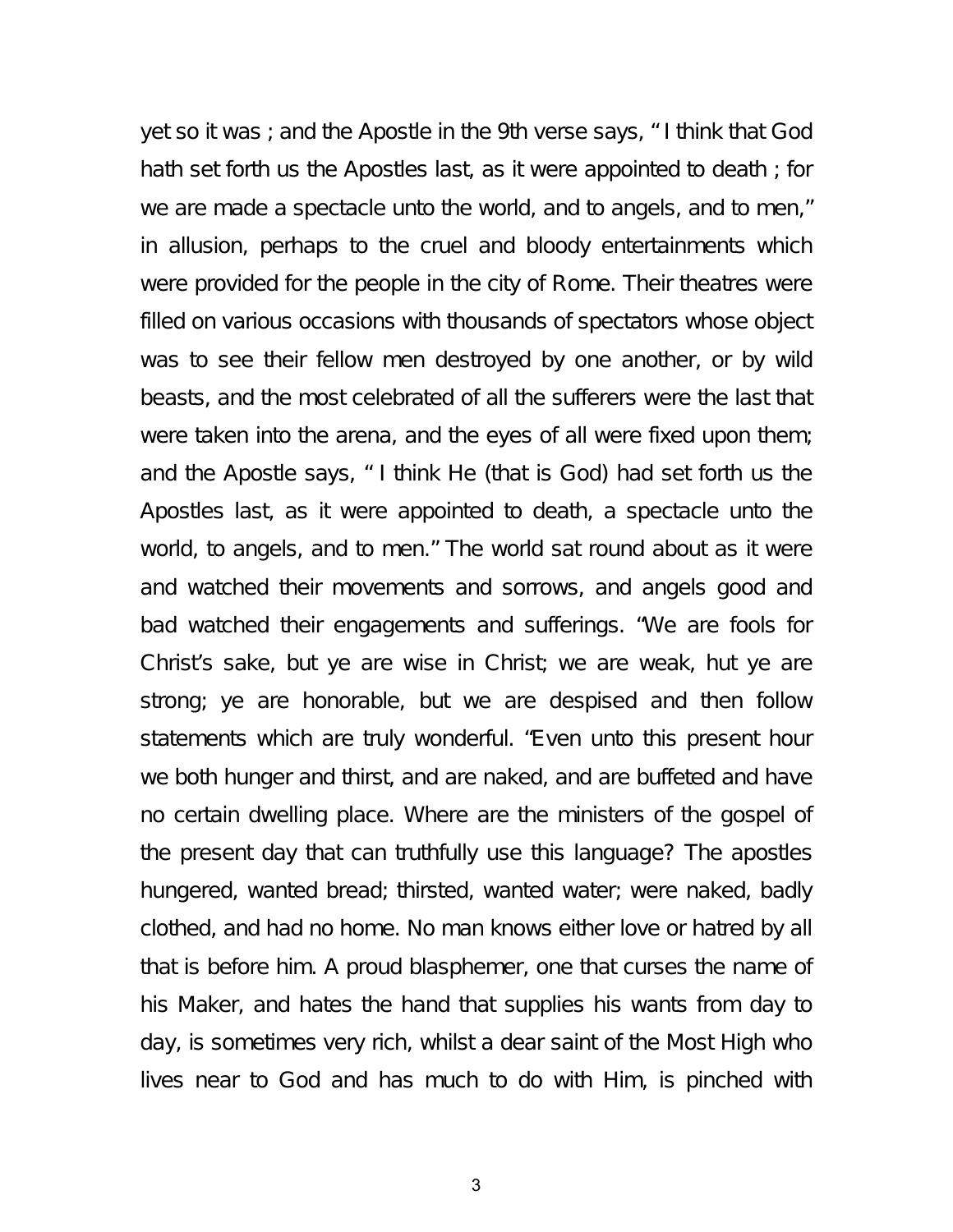yet so it was ; and the Apostle in the 9th verse says, " I think that God hath set forth us the Apostles last, as it were appointed to death ; for we are made a spectacle unto the world, and to angels, and to men," in allusion, perhaps to the cruel and bloody entertainments which were provided for the people in the city of Rome. Their theatres were filled on various occasions with thousands of spectators whose object was to see their fellow men destroyed by one another, or by wild beasts, and the most celebrated of all the sufferers were the last that were taken into the arena, and the eyes of all were fixed upon them; and the Apostle says, " I think He (that is God) had set forth us the Apostles last, as it were appointed to death, a spectacle unto the world, to angels, and to men." The world sat round about as it were and watched their movements and sorrows, and angels good and bad watched their engagements and sufferings. "We are fools for Christ's sake, but ye are wise in Christ; we are weak, hut ye are strong; ye are honorable, but we are despised and then follow statements which are truly wonderful. "Even unto this present hour we both hunger and thirst, and are naked, and are buffeted and have no certain dwelling place. Where are the ministers of the gospel of the present day that can truthfully use this language? The apostles hungered, wanted bread; thirsted, wanted water; were naked, badly clothed, and had no home. No man knows either love or hatred by all that is before him. A proud blasphemer, one that curses the name of his Maker, and hates the hand that supplies his wants from day to day, is sometimes very rich, whilst a dear saint of the Most High who lives near to God and has much to do with Him, is pinched with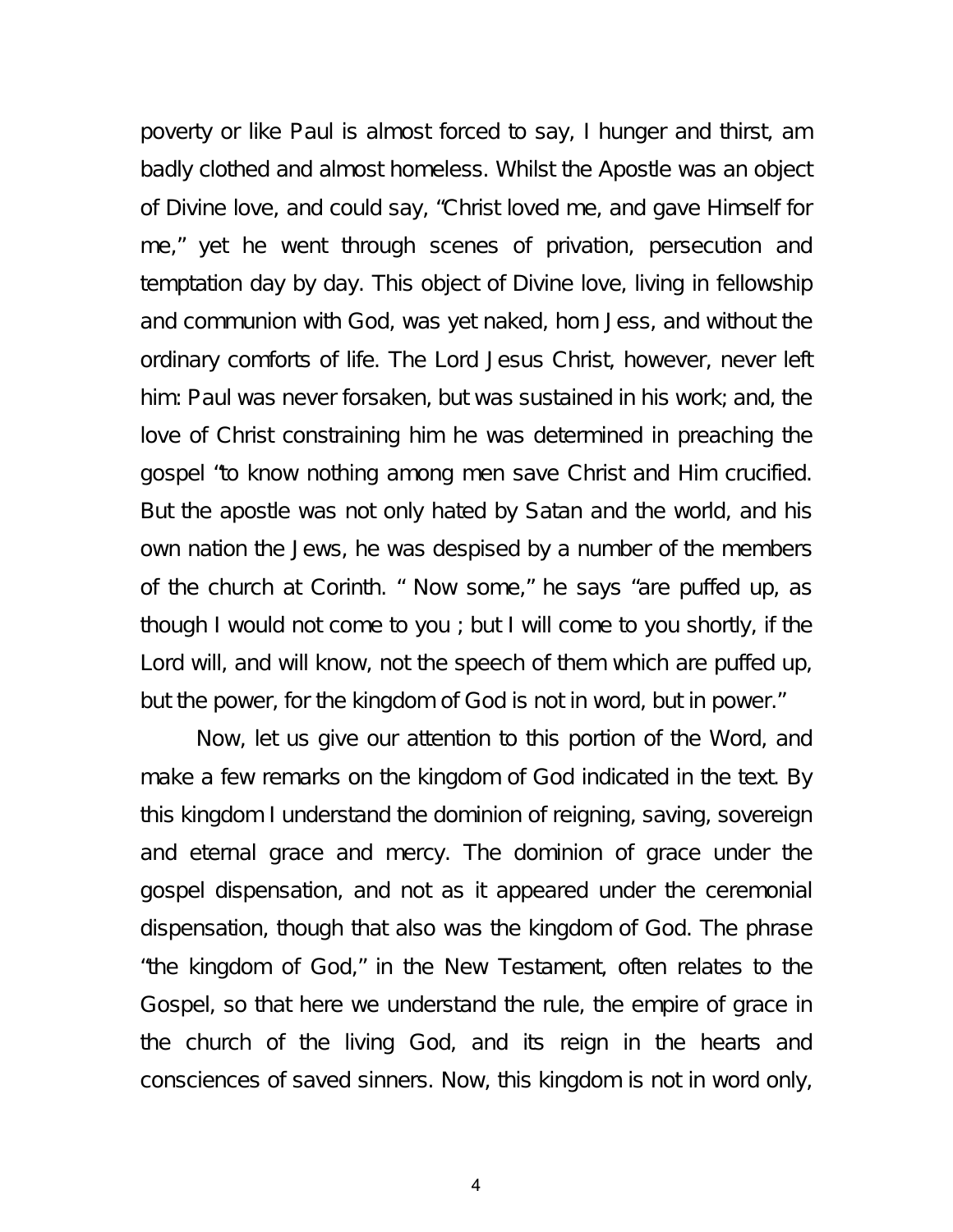poverty or like Paul is almost forced to say, I hunger and thirst, am badly clothed and almost homeless. Whilst the Apostle was an object of Divine love, and could say, "Christ loved me, and gave Himself for me," yet he went through scenes of privation, persecution and temptation day by day. This object of Divine love, living in fellowship and communion with God, was yet naked, horn Jess, and without the ordinary comforts of life. The Lord Jesus Christ, however, never left him: Paul was never forsaken, but was sustained in his work; and, the love of Christ constraining him he was determined in preaching the gospel "to know nothing among men save Christ and Him crucified. But the apostle was not only hated by Satan and the world, and his own nation the Jews, he was despised by a number of the members of the church at Corinth. " Now some," he says "are puffed up, as though I would not come to you ; but I will come to you shortly, if the Lord will, and will know, not the speech of them which are puffed up, but the power, for the kingdom of God is not in word, but in power."

Now, let us give our attention to this portion of the Word, and make a few remarks on the kingdom of God indicated in the text. By this kingdom I understand the dominion of reigning, saving, sovereign and eternal grace and mercy. The dominion of grace under the gospel dispensation, and not as it appeared under the ceremonial dispensation, though that also was the kingdom of God. The phrase "the kingdom of God," in the New Testament, often relates to the Gospel, so that here we understand the rule, the empire of grace in the church of the living God, and its reign in the hearts and consciences of saved sinners. Now, this kingdom is not in word only,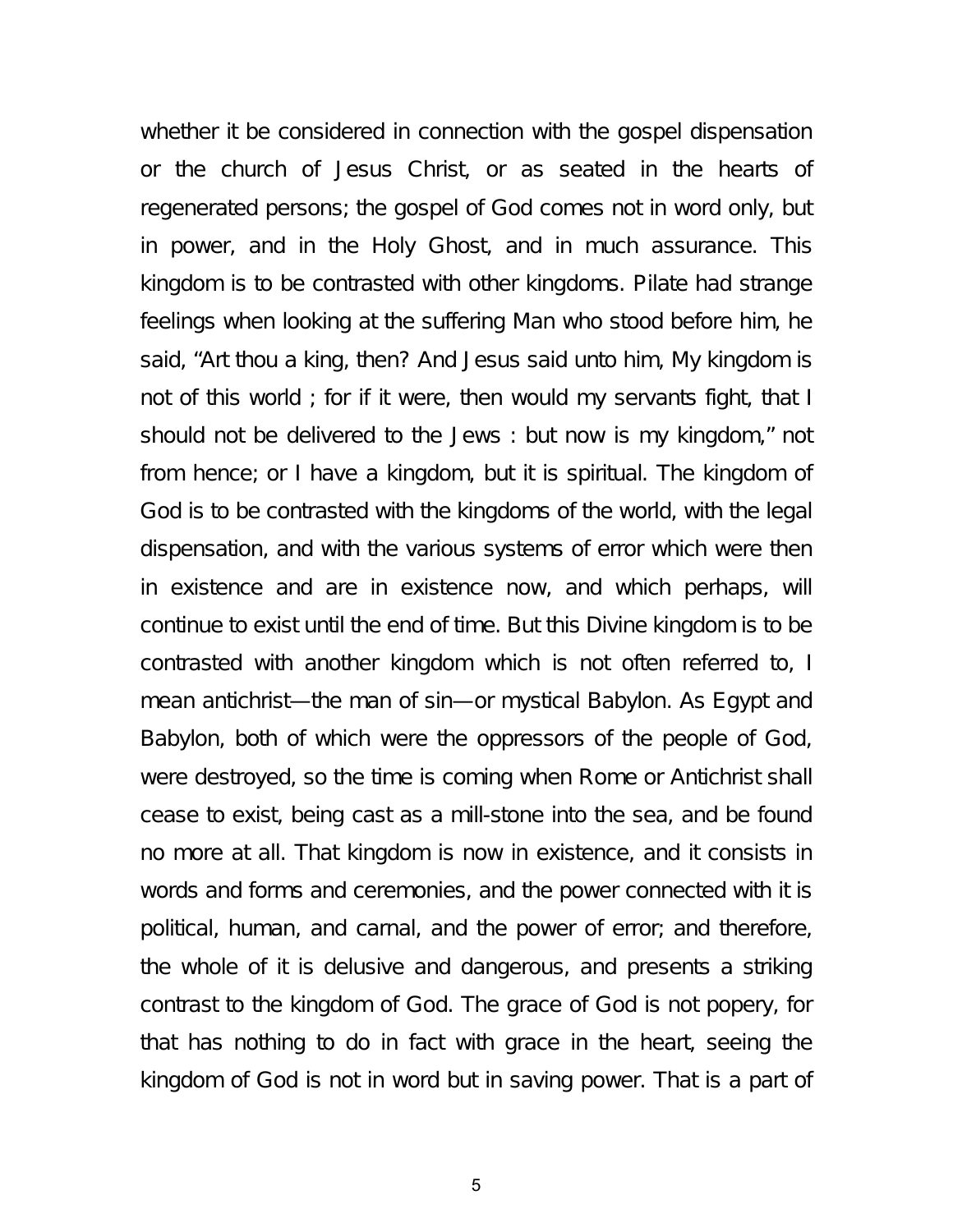whether it be considered in connection with the gospel dispensation or the church of Jesus Christ, or as seated in the hearts of regenerated persons; the gospel of God comes not in word only, but in power, and in the Holy Ghost, and in much assurance. This kingdom is to be contrasted with other kingdoms. Pilate had strange feelings when looking at the suffering Man who stood before him, he said, "Art thou a king, then? And Jesus said unto him, My kingdom is not of this world ; for if it were, then would my servants fight, that I should not be delivered to the Jews : but now is my kingdom," not from hence; or I have a kingdom, but it is spiritual. The kingdom of God is to be contrasted with the kingdoms of the world, with the legal dispensation, and with the various systems of error which were then in existence and are in existence now, and which perhaps, will continue to exist until the end of time. But this Divine kingdom is to be contrasted with another kingdom which is not often referred to, I mean antichrist—the man of sin—or mystical Babylon. As Egypt and Babylon, both of which were the oppressors of the people of God, were destroyed, so the time is coming when Rome or Antichrist shall cease to exist, being cast as a mill-stone into the sea, and be found no more at all. That kingdom is now in existence, and it consists in words and forms and ceremonies, and the power connected with it is political, human, and carnal, and the power of error; and therefore, the whole of it is delusive and dangerous, and presents a striking contrast to the kingdom of God. The grace of God is not popery, for that has nothing to do in fact with grace in the heart, seeing the kingdom of God is not in word but in saving power. That is a part of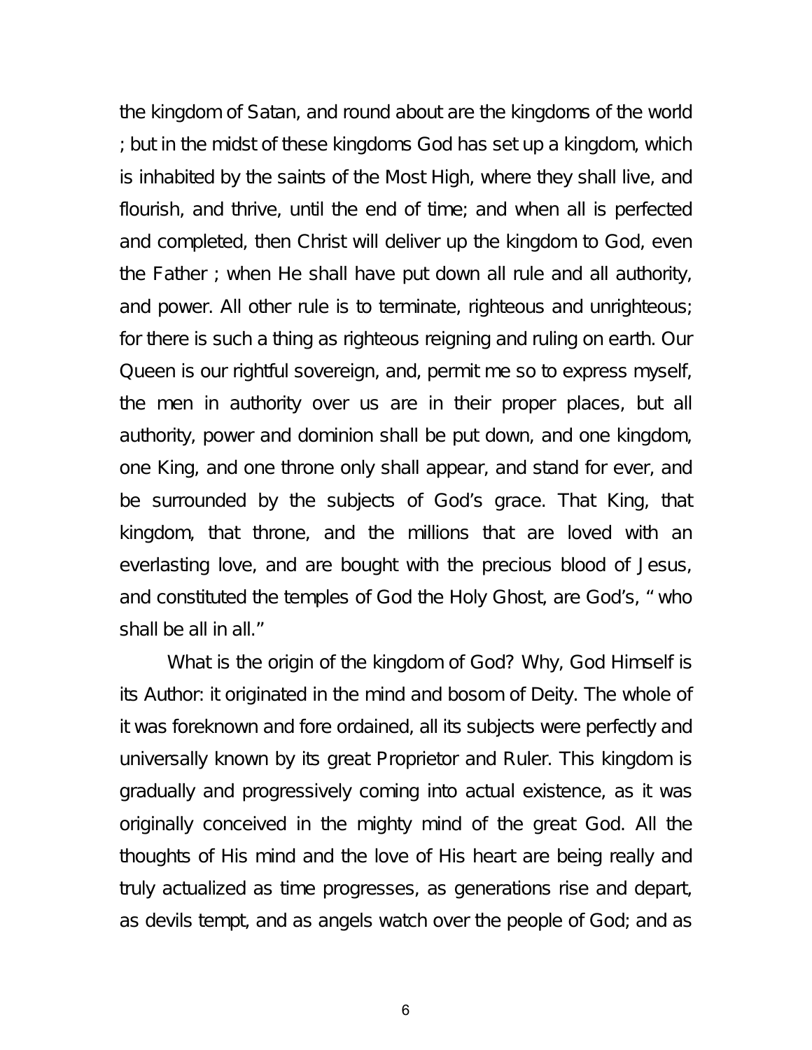the kingdom of Satan, and round about are the kingdoms of the world ; but in the midst of these kingdoms God has set up a kingdom, which is inhabited by the saints of the Most High, where they shall live, and flourish, and thrive, until the end of time; and when all is perfected and completed, then Christ will deliver up the kingdom to God, even the Father ; when He shall have put down all rule and all authority, and power. All other rule is to terminate, righteous and unrighteous; for there is such a thing as righteous reigning and ruling on earth. Our Queen is our rightful sovereign, and, permit me so to express myself, the men in authority over us are in their proper places, but all authority, power and dominion shall be put down, and one kingdom, one King, and one throne only shall appear, and stand for ever, and be surrounded by the subjects of God's grace. That King, that kingdom, that throne, and the millions that are loved with an everlasting love, and are bought with the precious blood of Jesus, and constituted the temples of God the Holy Ghost, are God's, " who shall be all in all."

What is the origin of the kingdom of God? Why, God Himself is its Author: it originated in the mind and bosom of Deity. The whole of it was foreknown and fore ordained, all its subjects were perfectly and universally known by its great Proprietor and Ruler. This kingdom is gradually and progressively coming into actual existence, as it was originally conceived in the mighty mind of the great God. All the thoughts of His mind and the love of His heart are being really and truly actualized as time progresses, as generations rise and depart, as devils tempt, and as angels watch over the people of God; and as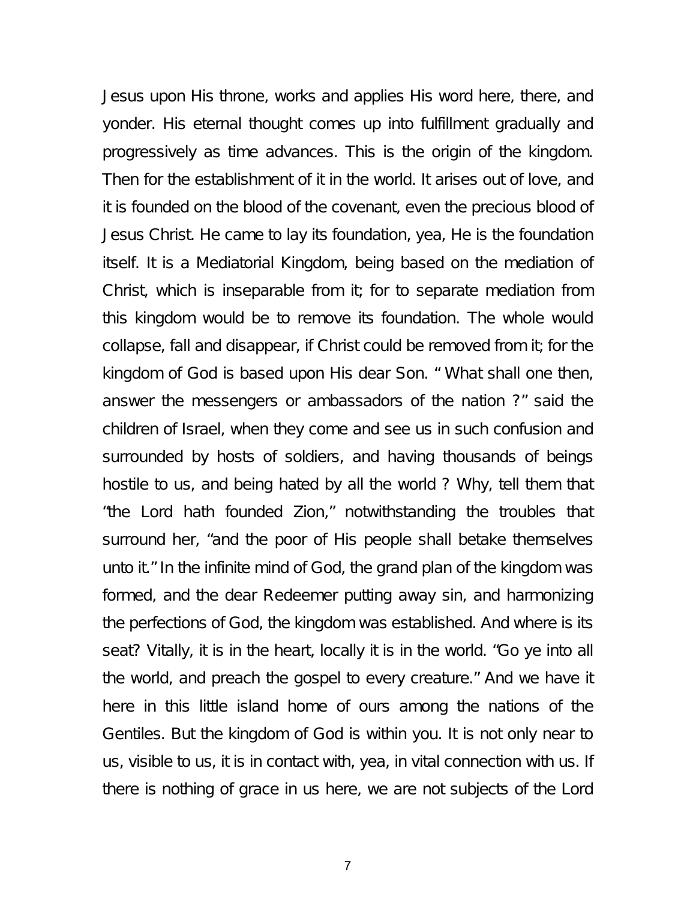Jesus upon His throne, works and applies His word here, there, and yonder. His eternal thought comes up into fulfillment gradually and progressively as time advances. This is the origin of the kingdom. Then for the establishment of it in the world. It arises out of love, and it is founded on the blood of the covenant, even the precious blood of Jesus Christ. He came to lay its foundation, yea, He is the foundation itself. It is a Mediatorial Kingdom, being based on the mediation of Christ, which is inseparable from it; for to separate mediation from this kingdom would be to remove its foundation. The whole would collapse, fall and disappear, if Christ could be removed from it; for the kingdom of God is based upon His dear Son. " What shall one then, answer the messengers or ambassadors of the nation ?" said the children of Israel, when they come and see us in such confusion and surrounded by hosts of soldiers, and having thousands of beings hostile to us, and being hated by all the world ? Why, tell them that "the Lord hath founded Zion," notwithstanding the troubles that surround her, "and the poor of His people shall betake themselves unto it." In the infinite mind of God, the grand plan of the kingdom was formed, and the dear Redeemer putting away sin, and harmonizing the perfections of God, the kingdom was established. And where is its seat? Vitally, it is in the heart, locally it is in the world. "Go ye into all the world, and preach the gospel to every creature." And we have it here in this little island home of ours among the nations of the Gentiles. But the kingdom of God is within you. It is not only near to us, visible to us, it is in contact with, yea, in vital connection with us. If there is nothing of grace in us here, we are not subjects of the Lord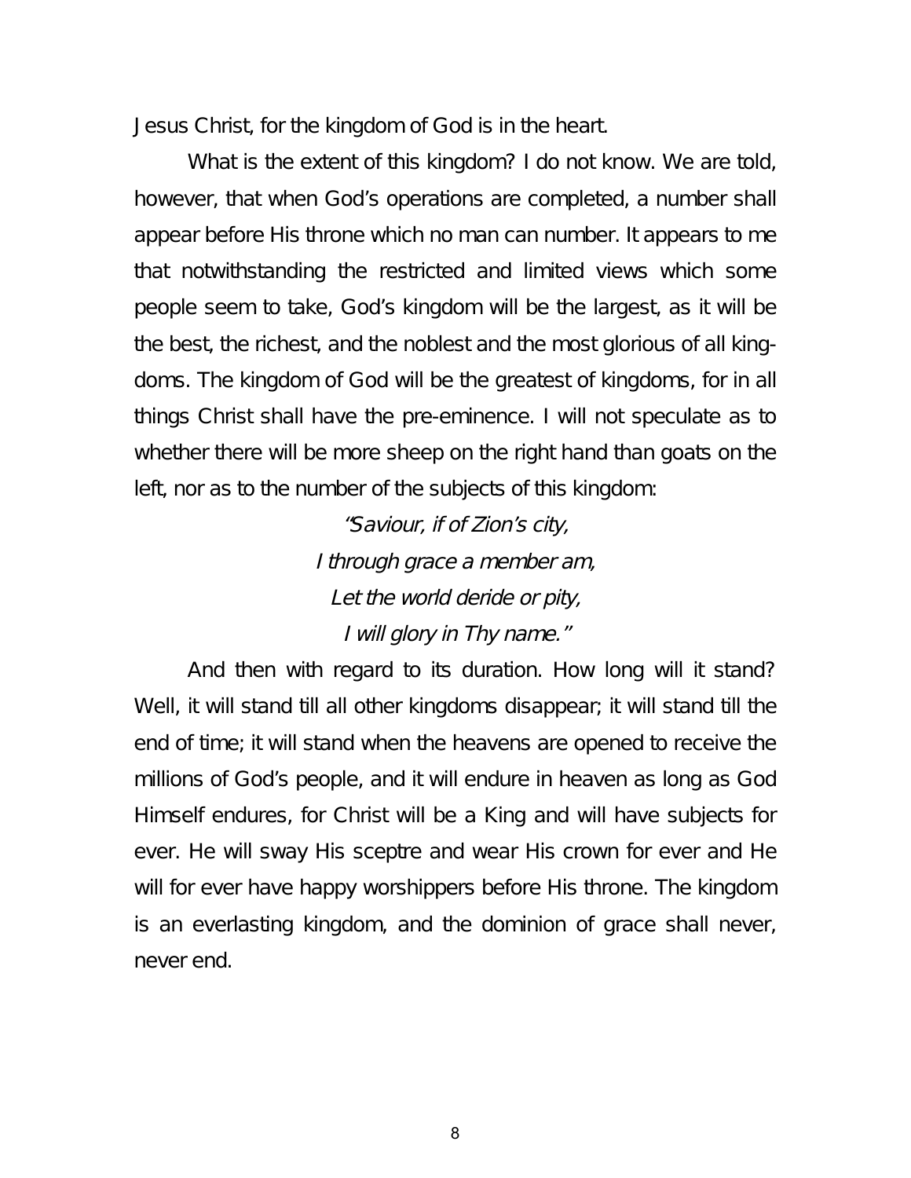Jesus Christ, for the kingdom of God is in the heart.

What is the extent of this kingdom? I do not know. We are told, however, that when God's operations are completed, a number shall appear before His throne which no man can number. It appears to me that notwithstanding the restricted and limited views which some people seem to take, God's kingdom will be the largest, as it will be the best, the richest, and the noblest and the most glorious of all kingdoms. The kingdom of God will be the greatest of kingdoms, for in all things Christ shall have the pre-eminence. I will not speculate as to whether there will be more sheep on the right hand than goats on the left, nor as to the number of the subjects of this kingdom:

*"Saviour, if of Zion's city,*
*I through grace a member am,*
*Let the world deride or pity,*
*I will glory in Thy name."*

And then with regard to its duration. How long will it stand? Well, it will stand till all other kingdoms disappear; it will stand till the end of time; it will stand when the heavens are opened to receive the millions of God's people, and it will endure in heaven as long as God Himself endures, for Christ will be a King and will have subjects for ever. He will sway His sceptre and wear His crown for ever and He will for ever have happy worshippers before His throne. The kingdom is an everlasting kingdom, and the dominion of grace shall never, never end.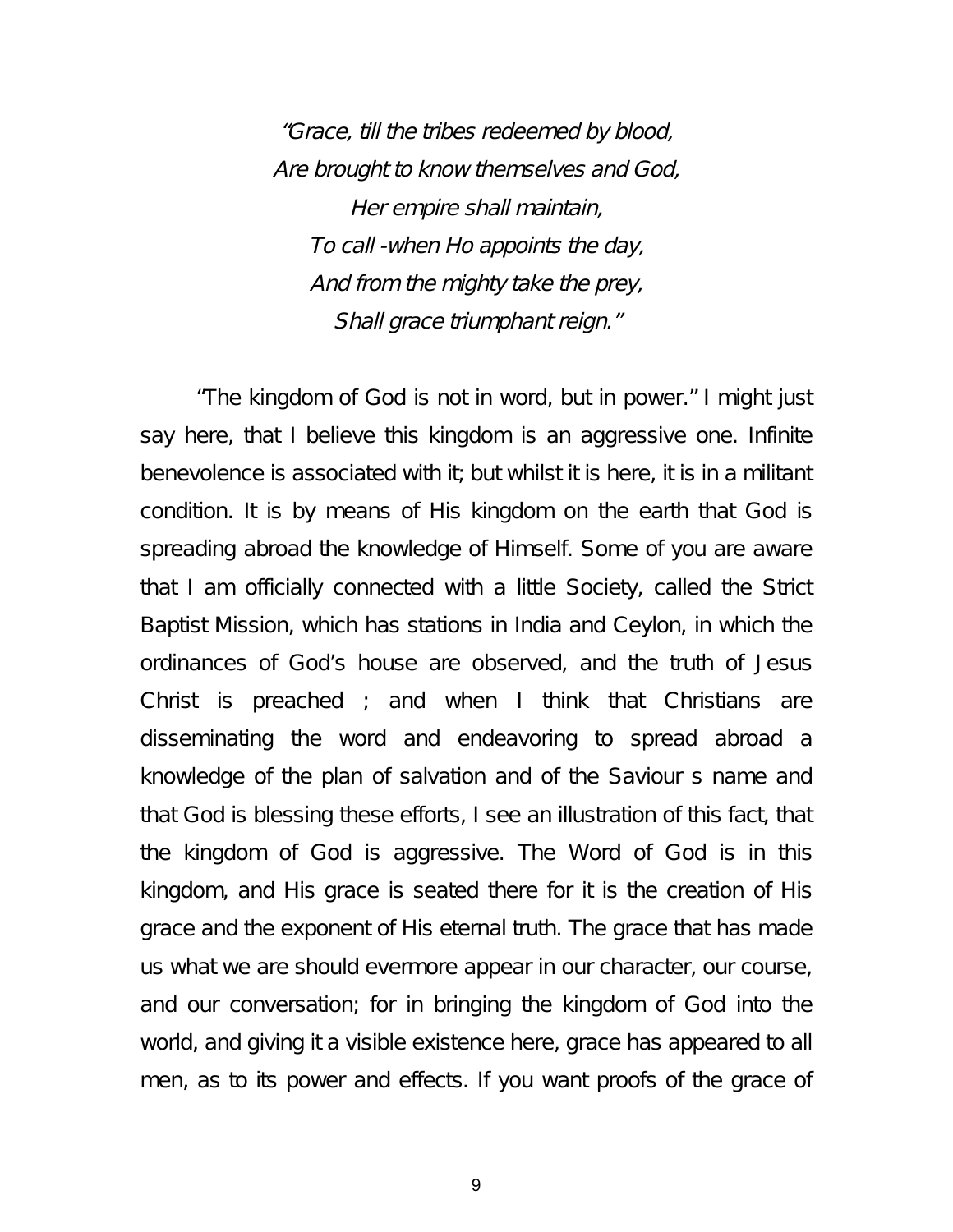*"Grace, till the tribes redeemed by blood,*
*Are brought to know themselves and God,*
*Her empire shall maintain,*
*To call -when Ho appoints the day,*
*And from the mighty take the prey,*
*Shall grace triumphant reign."*

"The kingdom of God is not in word, but in power." I might just say here, that I believe this kingdom is an aggressive one. Infinite benevolence is associated with it; but whilst it is here, it is in a militant condition. It is by means of His kingdom on the earth that God is spreading abroad the knowledge of Himself. Some of you are aware that I am officially connected with a little Society, called the Strict Baptist Mission, which has stations in India and Ceylon, in which the ordinances of God's house are observed, and the truth of Jesus Christ is preached ; and when I think that Christians are disseminating the word and endeavoring to spread abroad a knowledge of the plan of salvation and of the Saviour s name and that God is blessing these efforts, I see an illustration of this fact, that the kingdom of God is aggressive. The Word of God is in this kingdom, and His grace is seated there for it is the creation of His grace and the exponent of His eternal truth. The grace that has made us what we are should evermore appear in our character, our course, and our conversation; for in bringing the kingdom of God into the world, and giving it a visible existence here, grace has appeared to all men, as to its power and effects. If you want proofs of the grace of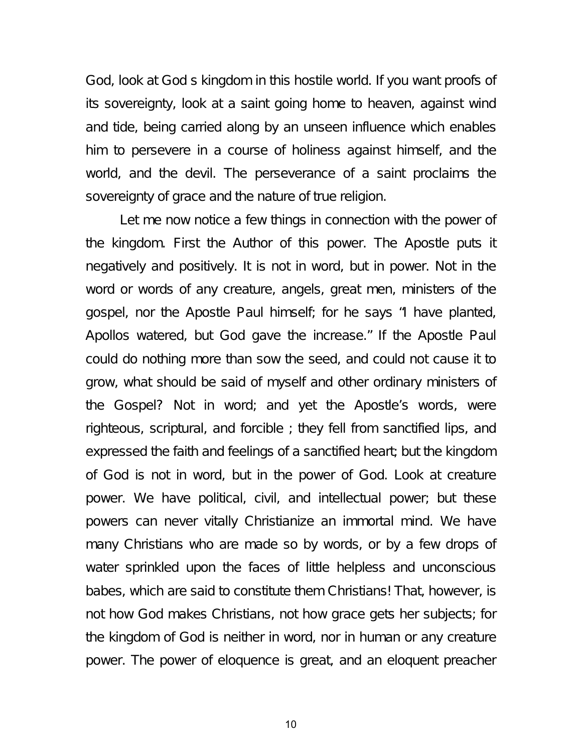God, look at God s kingdom in this hostile world. If you want proofs of its sovereignty, look at a saint going home to heaven, against wind and tide, being carried along by an unseen influence which enables him to persevere in a course of holiness against himself, and the world, and the devil. The perseverance of a saint proclaims the sovereignty of grace and the nature of true religion.

Let me now notice a few things in connection with the power of the kingdom. First the Author of this power. The Apostle puts it negatively and positively. It is not in word, but in power. Not in the word or words of any creature, angels, great men, ministers of the gospel, nor the Apostle Paul himself; for he says "I have planted, Apollos watered, but God gave the increase." If the Apostle Paul could do nothing more than sow the seed, and could not cause it to grow, what should be said of myself and other ordinary ministers of the Gospel? Not in word; and yet the Apostle's words, were righteous, scriptural, and forcible ; they fell from sanctified lips, and expressed the faith and feelings of a sanctified heart; but the kingdom of God is not in word, but in the power of God. Look at creature power. We have political, civil, and intellectual power; but these powers can never vitally Christianize an immortal mind. We have many Christians who are made so by words, or by a few drops of water sprinkled upon the faces of little helpless and unconscious babes, which are said to constitute them Christians! That, however, is not how God makes Christians, not how grace gets her subjects; for the kingdom of God is neither in word, nor in human or any creature power. The power of eloquence is great, and an eloquent preacher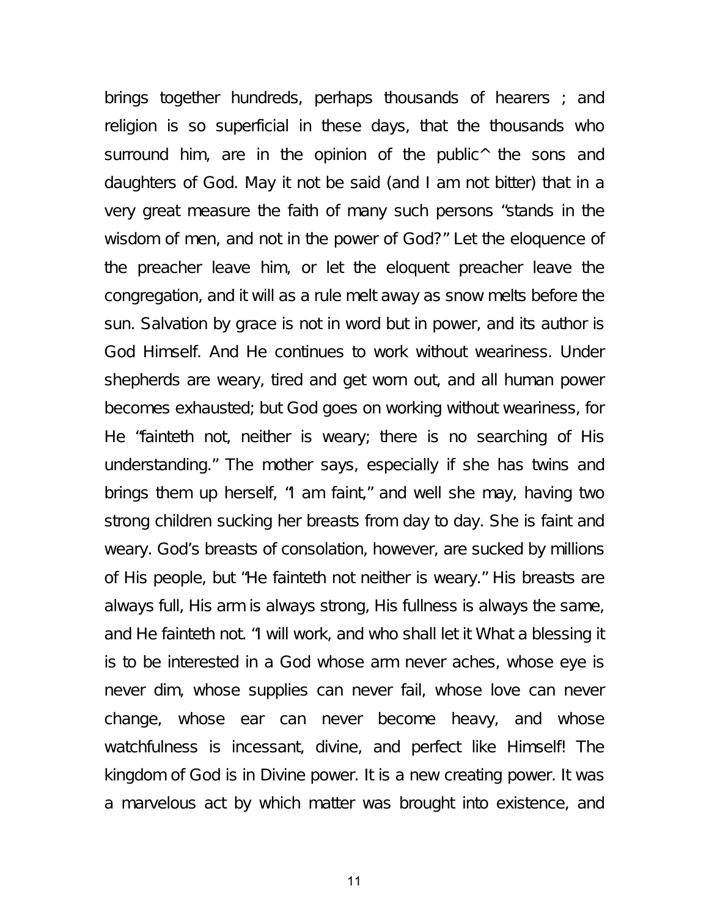brings together hundreds, perhaps thousands of hearers ; and religion is so superficial in these days, that the thousands who surround him, are in the opinion of the public^ the sons and daughters of God. May it not be said (and I am not bitter) that in a very great measure the faith of many such persons "stands in the wisdom of men, and not in the power of God?" Let the eloquence of the preacher leave him, or let the eloquent preacher leave the congregation, and it will as a rule melt away as snow melts before the sun. Salvation by grace is not in word but in power, and its author is God Himself. And He continues to work without weariness. Under shepherds are weary, tired and get worn out, and all human power becomes exhausted; but God goes on working without weariness, for He "fainteth not, neither is weary; there is no searching of His understanding." The mother says, especially if she has twins and brings them up herself, "I am faint," and well she may, having two strong children sucking her breasts from day to day. She is faint and weary. God's breasts of consolation, however, are sucked by millions of His people, but "He fainteth not neither is weary." His breasts are always full, His arm is always strong, His fullness is always the same, and He fainteth not. "I will work, and who shall let it What a blessing it is to be interested in a God whose arm never aches, whose eye is never dim, whose supplies can never fail, whose love can never change, whose ear can never become heavy, and whose watchfulness is incessant, divine, and perfect like Himself! The kingdom of God is in Divine power. It is a new creating power. It was a marvelous act by which matter was brought into existence, and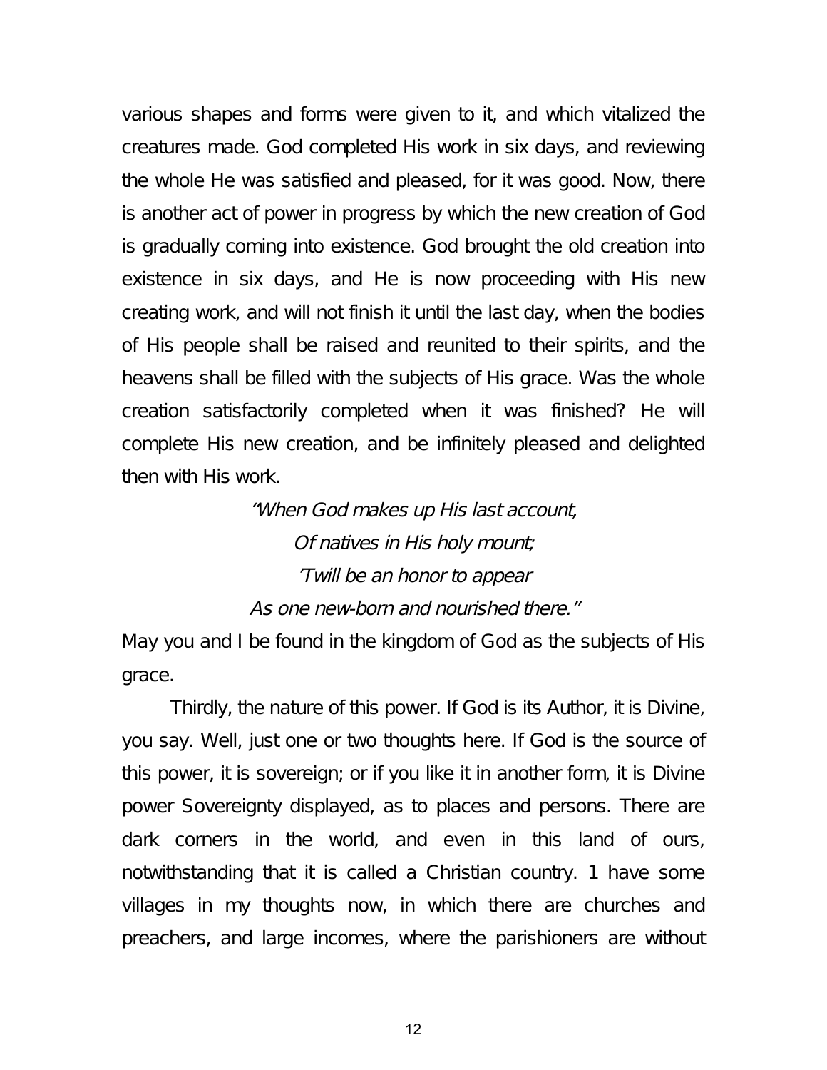various shapes and forms were given to it, and which vitalized the creatures made. God completed His work in six days, and reviewing the whole He was satisfied and pleased, for it was good. Now, there is another act of power in progress by which the new creation of God is gradually coming into existence. God brought the old creation into existence in six days, and He is now proceeding with His new creating work, and will not finish it until the last day, when the bodies of His people shall be raised and reunited to their spirits, and the heavens shall be filled with the subjects of His grace. Was the whole creation satisfactorily completed when it was finished? He will complete His new creation, and be infinitely pleased and delighted then with His work.

*"When God makes up His last account,*
*Of natives in His holy mount;*
*'Twill be an honor to appear*
*As one new-born and nourished there."*

May you and I be found in the kingdom of God as the subjects of His grace.

Thirdly, the nature of this power. If God is its Author, it is Divine, you say. Well, just one or two thoughts here. If God is the source of this power, it is sovereign; or if you like it in another form, it is Divine power Sovereignty displayed, as to places and persons. There are dark corners in the world, and even in this land of ours, notwithstanding that it is called a Christian country. 1 have some villages in my thoughts now, in which there are churches and preachers, and large incomes, where the parishioners are without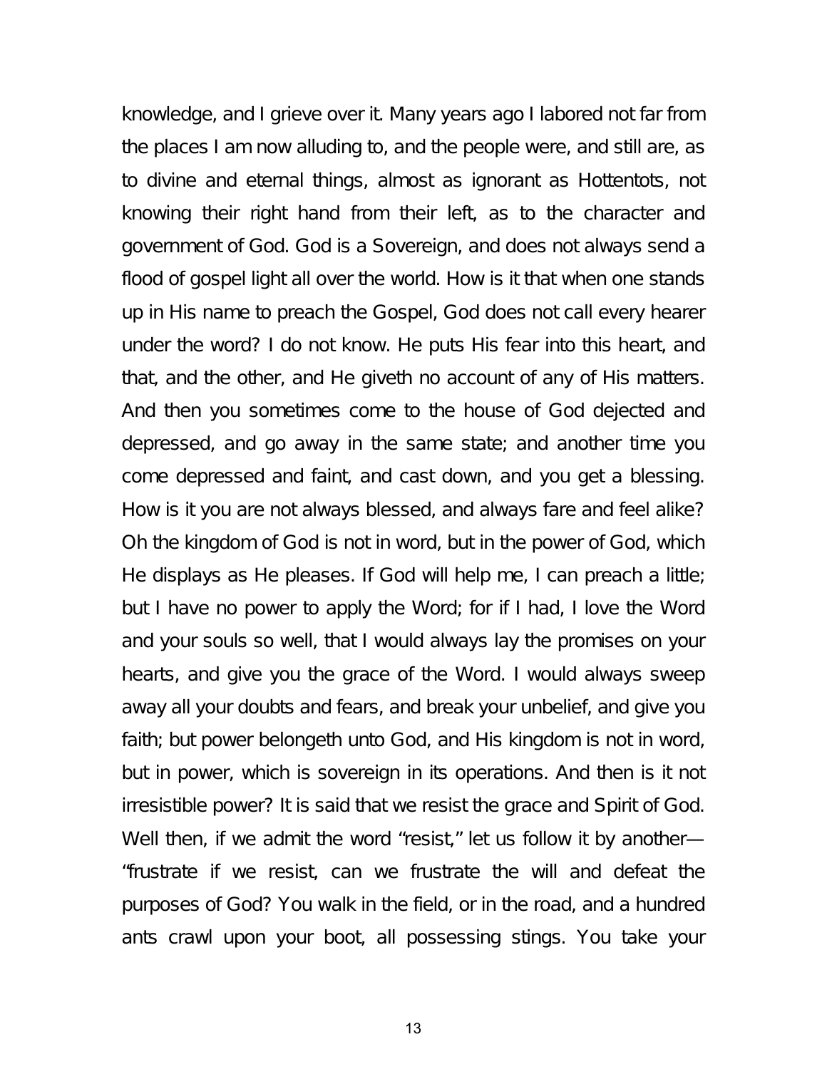knowledge, and I grieve over it. Many years ago I labored not far from the places I am now alluding to, and the people were, and still are, as to divine and eternal things, almost as ignorant as Hottentots, not knowing their right hand from their left, as to the character and government of God. God is a Sovereign, and does not always send a flood of gospel light all over the world. How is it that when one stands up in His name to preach the Gospel, God does not call every hearer under the word? I do not know. He puts His fear into this heart, and that, and the other, and He giveth no account of any of His matters. And then you sometimes come to the house of God dejected and depressed, and go away in the same state; and another time you come depressed and faint, and cast down, and you get a blessing. How is it you are not always blessed, and always fare and feel alike? Oh the kingdom of God is not in word, but in the power of God, which He displays as He pleases. If God will help me, I can preach a little; but I have no power to apply the Word; for if I had, I love the Word and your souls so well, that I would always lay the promises on your hearts, and give you the grace of the Word. I would always sweep away all your doubts and fears, and break your unbelief, and give you faith; but power belongeth unto God, and His kingdom is not in word, but in power, which is sovereign in its operations. And then is it not irresistible power? It is said that we resist the grace and Spirit of God. Well then, if we admit the word "resist," let us follow it by another—"frustrate if we resist, can we frustrate the will and defeat the purposes of God? You walk in the field, or in the road, and a hundred ants crawl upon your boot, all possessing stings. You take your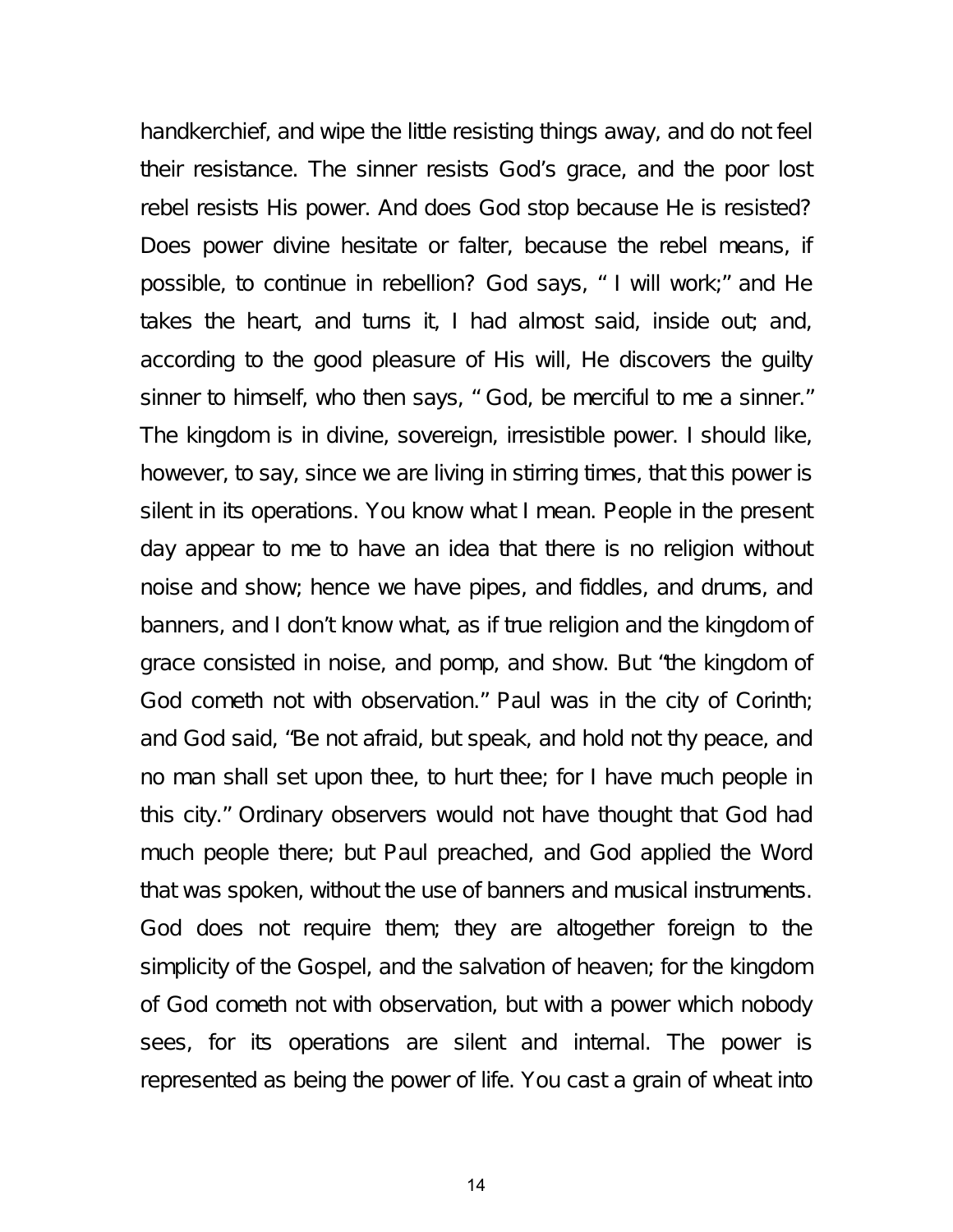handkerchief, and wipe the little resisting things away, and do not feel their resistance. The sinner resists God's grace, and the poor lost rebel resists His power. And does God stop because He is resisted? Does power divine hesitate or falter, because the rebel means, if possible, to continue in rebellion? God says, " I will work;" and He takes the heart, and turns it, I had almost said, inside out; and, according to the good pleasure of His will, He discovers the guilty sinner to himself, who then says, " God, be merciful to me a sinner." The kingdom is in divine, sovereign, irresistible power. I should like, however, to say, since we are living in stirring times, that this power is silent in its operations. You know what I mean. People in the present day appear to me to have an idea that there is no religion without noise and show; hence we have pipes, and fiddles, and drums, and banners, and I don't know what, as if true religion and the kingdom of grace consisted in noise, and pomp, and show. But "the kingdom of God cometh not with observation." Paul was in the city of Corinth; and God said, "Be not afraid, but speak, and hold not thy peace, and no man shall set upon thee, to hurt thee; for I have much people in this city." Ordinary observers would not have thought that God had much people there; but Paul preached, and God applied the Word that was spoken, without the use of banners and musical instruments. God does not require them; they are altogether foreign to the simplicity of the Gospel, and the salvation of heaven; for the kingdom of God cometh not with observation, but with a power which nobody sees, for its operations are silent and internal. The power is represented as being the power of life. You cast a grain of wheat into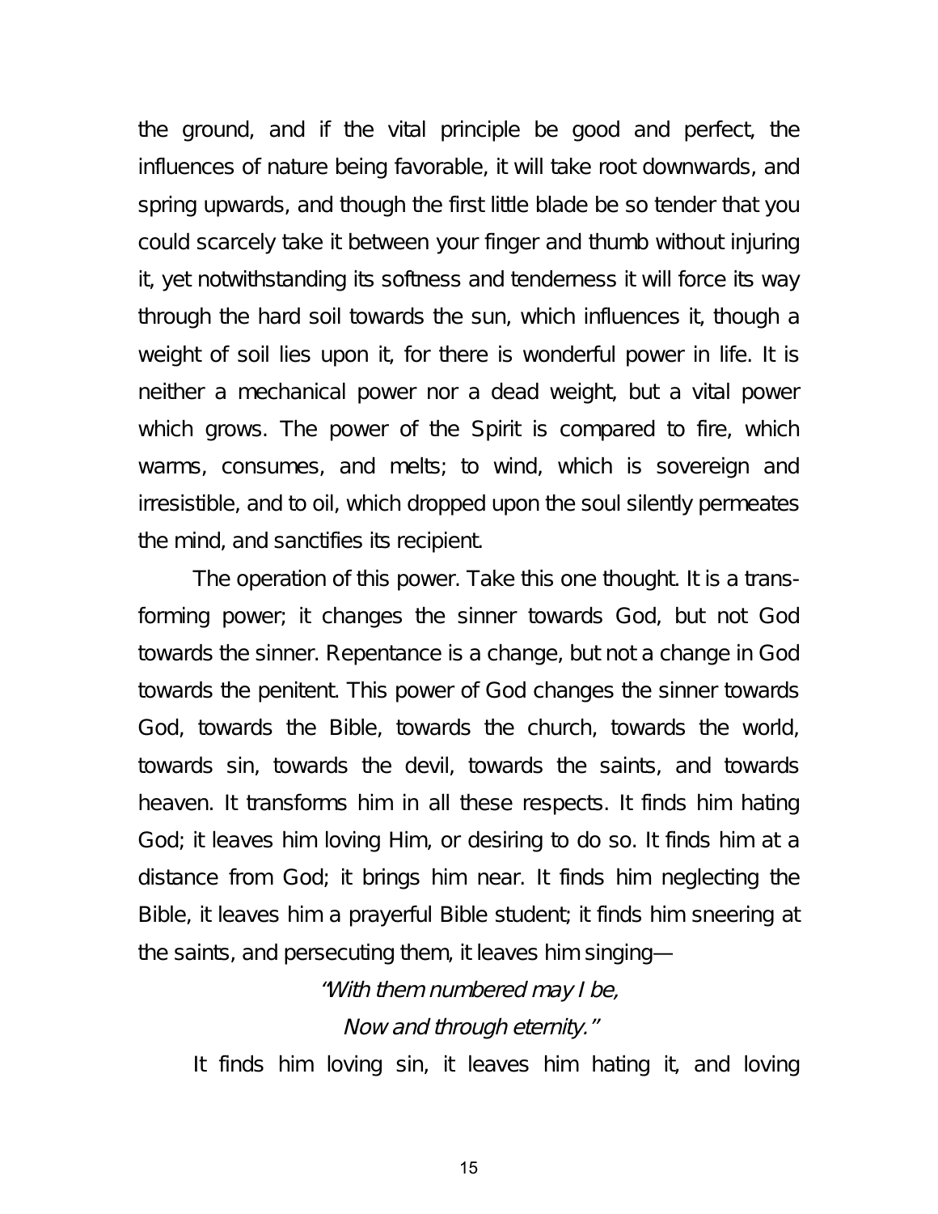the ground, and if the vital principle be good and perfect, the influences of nature being favorable, it will take root downwards, and spring upwards, and though the first little blade be so tender that you could scarcely take it between your finger and thumb without injuring it, yet notwithstanding its softness and tenderness it will force its way through the hard soil towards the sun, which influences it, though a weight of soil lies upon it, for there is wonderful power in life. It is neither a mechanical power nor a dead weight, but a vital power which grows. The power of the Spirit is compared to fire, which warms, consumes, and melts; to wind, which is sovereign and irresistible, and to oil, which dropped upon the soul silently permeates the mind, and sanctifies its recipient.

The operation of this power. Take this one thought. It is a transforming power; it changes the sinner towards God, but not God towards the sinner. Repentance is a change, but not a change in God towards the penitent. This power of God changes the sinner towards God, towards the Bible, towards the church, towards the world, towards sin, towards the devil, towards the saints, and towards heaven. It transforms him in all these respects. It finds him hating God; it leaves him loving Him, or desiring to do so. It finds him at a distance from God; it brings him near. It finds him neglecting the Bible, it leaves him a prayerful Bible student; it finds him sneering at the saints, and persecuting them, it leaves him singing—

*"With them numbered may I be,*
*Now and through eternity."*

It finds him loving sin, it leaves him hating it, and loving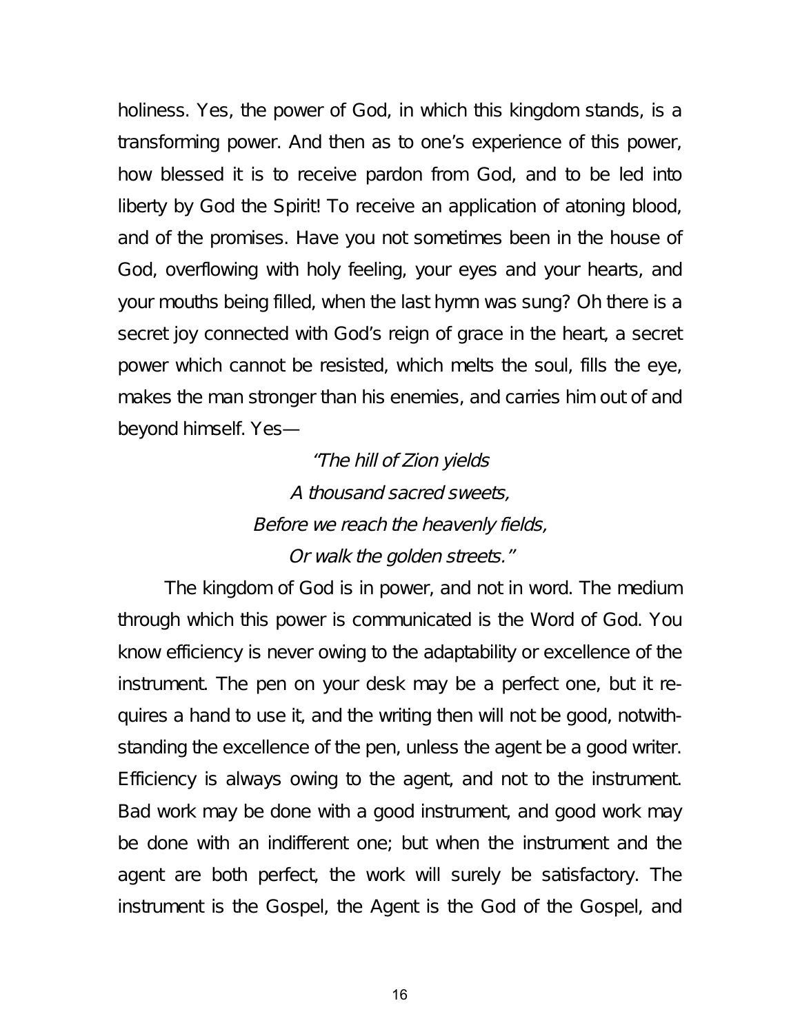holiness. Yes, the power of God, in which this kingdom stands, is a transforming power. And then as to one's experience of this power, how blessed it is to receive pardon from God, and to be led into liberty by God the Spirit! To receive an application of atoning blood, and of the promises. Have you not sometimes been in the house of God, overflowing with holy feeling, your eyes and your hearts, and your mouths being filled, when the last hymn was sung? Oh there is a secret joy connected with God's reign of grace in the heart, a secret power which cannot be resisted, which melts the soul, fills the eye, makes the man stronger than his enemies, and carries him out of and beyond himself. Yes—

*"The hill of Zion yields*
*A thousand sacred sweets,*
*Before we reach the heavenly fields,*
*Or walk the golden streets."*

The kingdom of God is in power, and not in word. The medium through which this power is communicated is the Word of God. You know efficiency is never owing to the adaptability or excellence of the instrument. The pen on your desk may be a perfect one, but it requires a hand to use it, and the writing then will not be good, notwithstanding the excellence of the pen, unless the agent be a good writer. Efficiency is always owing to the agent, and not to the instrument. Bad work may be done with a good instrument, and good work may be done with an indifferent one; but when the instrument and the agent are both perfect, the work will surely be satisfactory. The instrument is the Gospel, the Agent is the God of the Gospel, and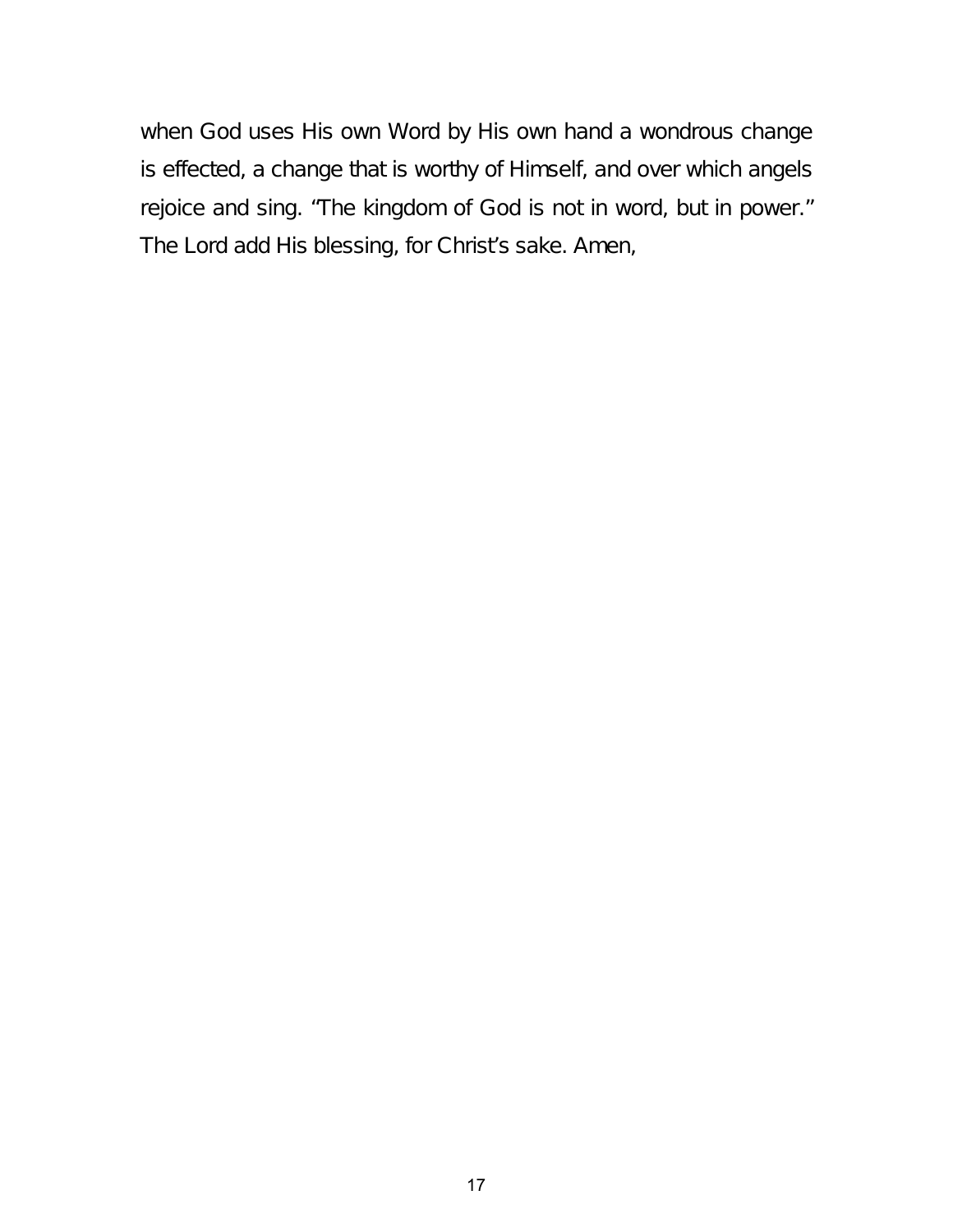when God uses His own Word by His own hand a wondrous change is effected, a change that is worthy of Himself, and over which angels rejoice and sing. “The kingdom of God is not in word, but in power.” The Lord add His blessing, for Christ’s sake. Amen,